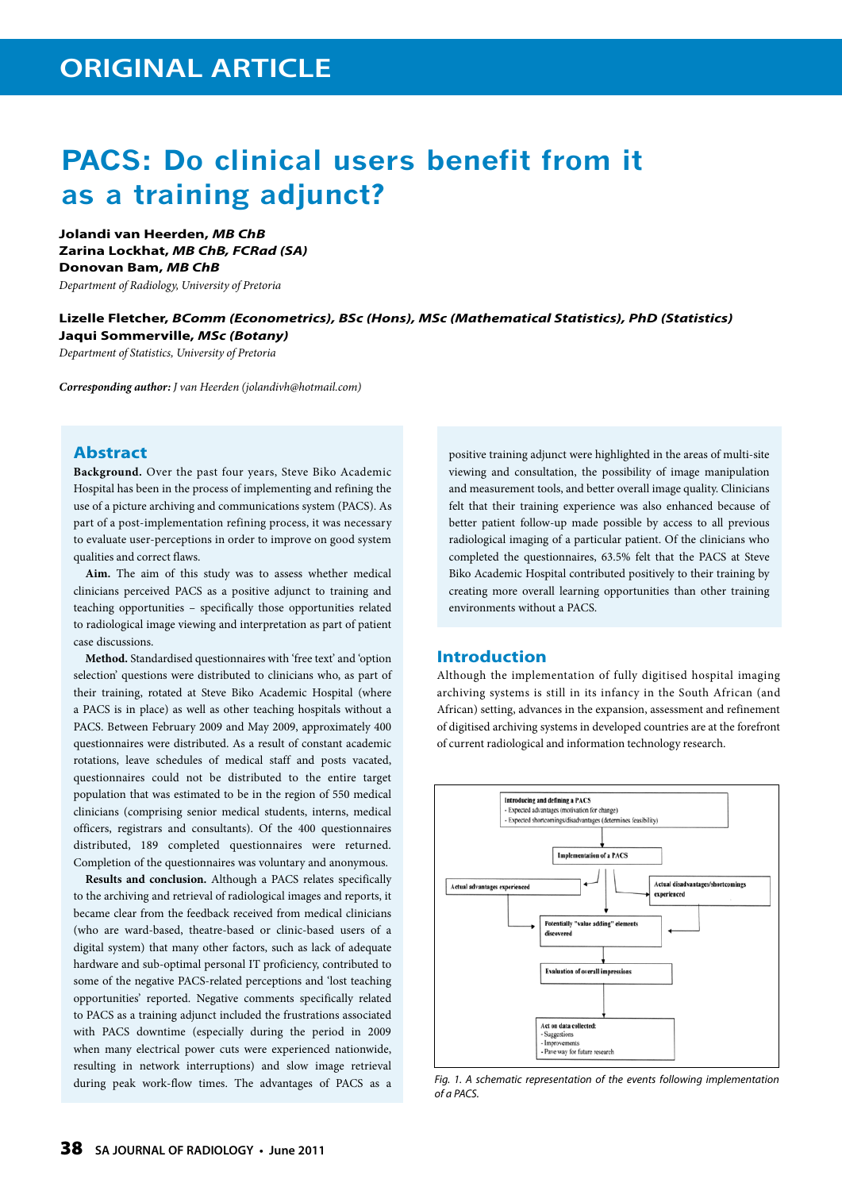ORIGINAL ARTICLE

# PACS: Do clinical users benefit from it as a training adjunct?

**Jolandi van Heerden, *MB ChB***
**Zarina Lockhat, *MB ChB, FCRad (SA)***
**Donovan Bam, *MB ChB***
*Department of Radiology, University of Pretoria*

**Lizelle Fletcher, *BComm (Econometrics), BSc (Hons), MSc (Mathematical Statistics), PhD (Statistics)***
**Jaqui Sommerville, *MSc (Botany)***
*Department of Statistics, University of Pretoria*

***Corresponding author:*** *J van Heerden (jolandivh@hotmail.com)*

## Abstract

**Background.** Over the past four years, Steve Biko Academic Hospital has been in the process of implementing and refining the use of a picture archiving and communications system (PACS). As part of a post-implementation refining process, it was necessary to evaluate user-perceptions in order to improve on good system qualities and correct flaws.

**Aim.** The aim of this study was to assess whether medical clinicians perceived PACS as a positive adjunct to training and teaching opportunities – specifically those opportunities related to radiological image viewing and interpretation as part of patient case discussions.

**Method.** Standardised questionnaires with 'free text' and 'option selection' questions were distributed to clinicians who, as part of their training, rotated at Steve Biko Academic Hospital (where a PACS is in place) as well as other teaching hospitals without a PACS. Between February 2009 and May 2009, approximately 400 questionnaires were distributed. As a result of constant academic rotations, leave schedules of medical staff and posts vacated, questionnaires could not be distributed to the entire target population that was estimated to be in the region of 550 medical clinicians (comprising senior medical students, interns, medical officers, registrars and consultants). Of the 400 questionnaires distributed, 189 completed questionnaires were returned. Completion of the questionnaires was voluntary and anonymous.

**Results and conclusion.** Although a PACS relates specifically to the archiving and retrieval of radiological images and reports, it became clear from the feedback received from medical clinicians (who are ward-based, theatre-based or clinic-based users of a digital system) that many other factors, such as lack of adequate hardware and sub-optimal personal IT proficiency, contributed to some of the negative PACS-related perceptions and 'lost teaching opportunities' reported. Negative comments specifically related to PACS as a training adjunct included the frustrations associated with PACS downtime (especially during the period in 2009 when many electrical power cuts were experienced nationwide, resulting in network interruptions) and slow image retrieval during peak work-flow times. The advantages of PACS as a positive training adjunct were highlighted in the areas of multi-site viewing and consultation, the possibility of image manipulation and measurement tools, and better overall image quality. Clinicians felt that their training experience was also enhanced because of better patient follow-up made possible by access to all previous radiological imaging of a particular patient. Of the clinicians who completed the questionnaires, 63.5% felt that the PACS at Steve Biko Academic Hospital contributed positively to their training by creating more overall learning opportunities than other training environments without a PACS.

## Introduction

Although the implementation of fully digitised hospital imaging archiving systems is still in its infancy in the South African (and African) setting, advances in the expansion, assessment and refinement of digitised archiving systems in developed countries are at the forefront of current radiological and information technology research.

Introducing and defining a PACS
- Expected advantages (motivation for change)
- Expected shortcomings/disadvantages (determines feasibility)

Implementation of a PACS

Actual advantages experienced

Actual disadvantages/shortcomings experienced

Potentially "value adding" elements discovered

Evaluation of overall impressions

Act on data collected:
- Suggestions
- Improvements
- Pave way for future research

*Fig. 1. A schematic representation of the events following implementation of a PACS.*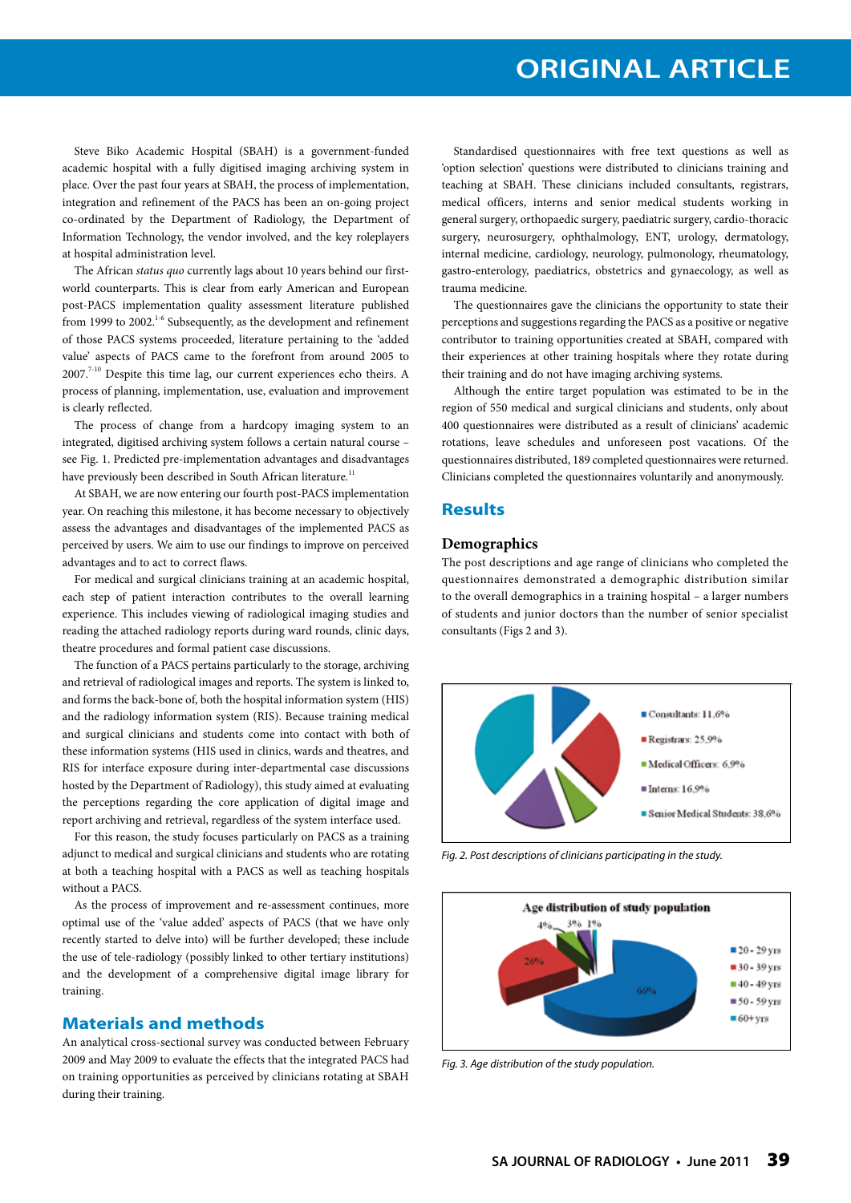Steve Biko Academic Hospital (SBAH) is a government-funded academic hospital with a fully digitised imaging archiving system in place. Over the past four years at SBAH, the process of implementation, integration and refinement of the PACS has been an on-going project co-ordinated by the Department of Radiology, the Department of Information Technology, the vendor involved, and the key roleplayers at hospital administration level.

The African *status quo* currently lags about 10 years behind our first-world counterparts. This is clear from early American and European post-PACS implementation quality assessment literature published from 1999 to 2002.[1-6] Subsequently, as the development and refinement of those PACS systems proceeded, literature pertaining to the 'added value' aspects of PACS came to the forefront from around 2005 to 2007.[7-10] Despite this time lag, our current experiences echo theirs. A process of planning, implementation, use, evaluation and improvement is clearly reflected.

The process of change from a hardcopy imaging system to an integrated, digitised archiving system follows a certain natural course – see Fig. 1. Predicted pre-implementation advantages and disadvantages have previously been described in South African literature.[11]

At SBAH, we are now entering our fourth post-PACS implementation year. On reaching this milestone, it has become necessary to objectively assess the advantages and disadvantages of the implemented PACS as perceived by users. We aim to use our findings to improve on perceived advantages and to act to correct flaws.

For medical and surgical clinicians training at an academic hospital, each step of patient interaction contributes to the overall learning experience. This includes viewing of radiological imaging studies and reading the attached radiology reports during ward rounds, clinic days, theatre procedures and formal patient case discussions.

The function of a PACS pertains particularly to the storage, archiving and retrieval of radiological images and reports. The system is linked to, and forms the back-bone of, both the hospital information system (HIS) and the radiology information system (RIS). Because training medical and surgical clinicians and students come into contact with both of these information systems (HIS used in clinics, wards and theatres, and RIS for interface exposure during inter-departmental case discussions hosted by the Department of Radiology), this study aimed at evaluating the perceptions regarding the core application of digital image and report archiving and retrieval, regardless of the system interface used.

For this reason, the study focuses particularly on PACS as a training adjunct to medical and surgical clinicians and students who are rotating at both a teaching hospital with a PACS as well as teaching hospitals without a PACS.

As the process of improvement and re-assessment continues, more optimal use of the 'value added' aspects of PACS (that we have only recently started to delve into) will be further developed; these include the use of tele-radiology (possibly linked to other tertiary institutions) and the development of a comprehensive digital image library for training.

## Materials and methods

An analytical cross-sectional survey was conducted between February 2009 and May 2009 to evaluate the effects that the integrated PACS had on training opportunities as perceived by clinicians rotating at SBAH during their training.

Standardised questionnaires with free text questions as well as 'option selection' questions were distributed to clinicians training and teaching at SBAH. These clinicians included consultants, registrars, medical officers, interns and senior medical students working in general surgery, orthopaedic surgery, paediatric surgery, cardio-thoracic surgery, neurosurgery, ophthalmology, ENT, urology, dermatology, internal medicine, cardiology, neurology, pulmonology, rheumatology, gastro-enterology, paediatrics, obstetrics and gynaecology, as well as trauma medicine.

The questionnaires gave the clinicians the opportunity to state their perceptions and suggestions regarding the PACS as a positive or negative contributor to training opportunities created at SBAH, compared with their experiences at other training hospitals where they rotate during their training and do not have imaging archiving systems.

Although the entire target population was estimated to be in the region of 550 medical and surgical clinicians and students, only about 400 questionnaires were distributed as a result of clinicians' academic rotations, leave schedules and unforeseen post vacations. Of the questionnaires distributed, 189 completed questionnaires were returned. Clinicians completed the questionnaires voluntarily and anonymously.

## Results

### Demographics

The post descriptions and age range of clinicians who completed the questionnaires demonstrated a demographic distribution similar to the overall demographics in a training hospital – a larger numbers of students and junior doctors than the number of senior specialist consultants (Figs 2 and 3).

Consultants: 11,6%
Registrars: 25,9%
Medical Officers: 6,9%
Interns: 16,9%
Senior Medical Students: 38,6%

Fig. 2. Post descriptions of clinicians participating in the study.

Age distribution of study population

20 - 29 yrs: 66%
30 - 39 yrs: 26%
40 - 49 yrs: 4%
50 - 59 yrs: 3%
60+ yrs: 1%

Fig. 3. Age distribution of the study population.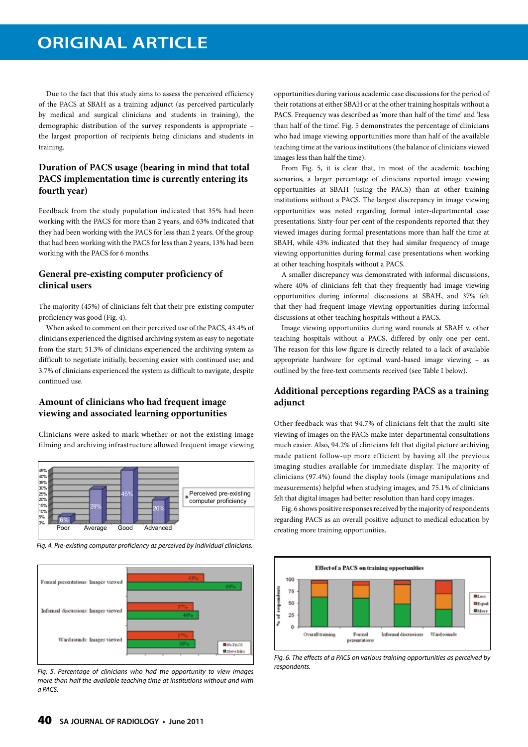Due to the fact that this study aims to assess the perceived efficiency of the PACS at SBAH as a training adjunct (as perceived particularly by medical and surgical clinicians and students in training), the demographic distribution of the survey respondents is appropriate – the largest proportion of recipients being clinicians and students in training.

## Duration of PACS usage (bearing in mind that total PACS implementation time is currently entering its fourth year)

Feedback from the study population indicated that 35% had been working with the PACS for more than 2 years, and 63% indicated that they had been working with the PACS for less than 2 years. Of the group that had been working with the PACS for less than 2 years, 13% had been working with the PACS for 6 months.

## General pre-existing computer proficiency of clinical users

The majority (45%) of clinicians felt that their pre-existing computer proficiency was good (Fig. 4).

When asked to comment on their perceived use of the PACS, 43.4% of clinicians experienced the digitised archiving system as easy to negotiate from the start; 51.3% of clinicians experienced the archiving system as difficult to negotiate initially, becoming easier with continued use; and 3.7% of clinicians experienced the system as difficult to navigate, despite continued use.

## Amount of clinicians who had frequent image viewing and associated learning opportunities

Clinicians were asked to mark whether or not the existing image filming and archiving infrastructure allowed frequent image viewing opportunities during various academic case discussions for the period of their rotations at either SBAH or at the other training hospitals without a PACS. Frequency was described as 'more than half of the time' and 'less than half of the time'. Fig. 5 demonstrates the percentage of clinicians who had image viewing opportunities more than half of the available teaching time at the various institutions (the balance of clinicians viewed images less than half the time).

*Fig. 4. Pre-existing computer proficiency as perceived by individual clinicians.*

*Fig. 5. Percentage of clinicians who had the opportunity to view images more than half the available teaching time at institutions without and with a PACS.*

From Fig. 5, it is clear that, in most of the academic teaching scenarios, a larger percentage of clinicians reported image viewing opportunities at SBAH (using the PACS) than at other training institutions without a PACS. The largest discrepancy in image viewing opportunities was noted regarding formal inter-departmental case presentations. Sixty-four per cent of the respondents reported that they viewed images during formal presentations more than half the time at SBAH, while 43% indicated that they had similar frequency of image viewing opportunities during formal case presentations when working at other teaching hospitals without a PACS.

A smaller discrepancy was demonstrated with informal discussions, where 40% of clinicians felt that they frequently had image viewing opportunities during informal discussions at SBAH, and 37% felt that they had frequent image viewing opportunities during informal discussions at other teaching hospitals without a PACS.

Image viewing opportunities during ward rounds at SBAH v. other teaching hospitals without a PACS, differed by only one per cent. The reason for this low figure is directly related to a lack of available appropriate hardware for optimal ward-based image viewing – as outlined by the free-text comments received (see Table I below).

## Additional perceptions regarding PACS as a training adjunct

Other feedback was that 94.7% of clinicians felt that the multi-site viewing of images on the PACS make inter-departmental consultations much easier. Also, 94.2% of clinicians felt that digital picture archiving made patient follow-up more efficient by having all the previous imaging studies available for immediate display. The majority of clinicians (97.4%) found the display tools (image manipulations and measurements) helpful when studying images, and 75.1% of clinicians felt that digital images had better resolution than hard copy images.

Fig. 6 shows positive responses received by the majority of respondents regarding PACS as an overall positive adjunct to medical education by creating more training opportunities.

*Fig. 6. The effects of a PACS on various training opportunities as perceived by respondents.*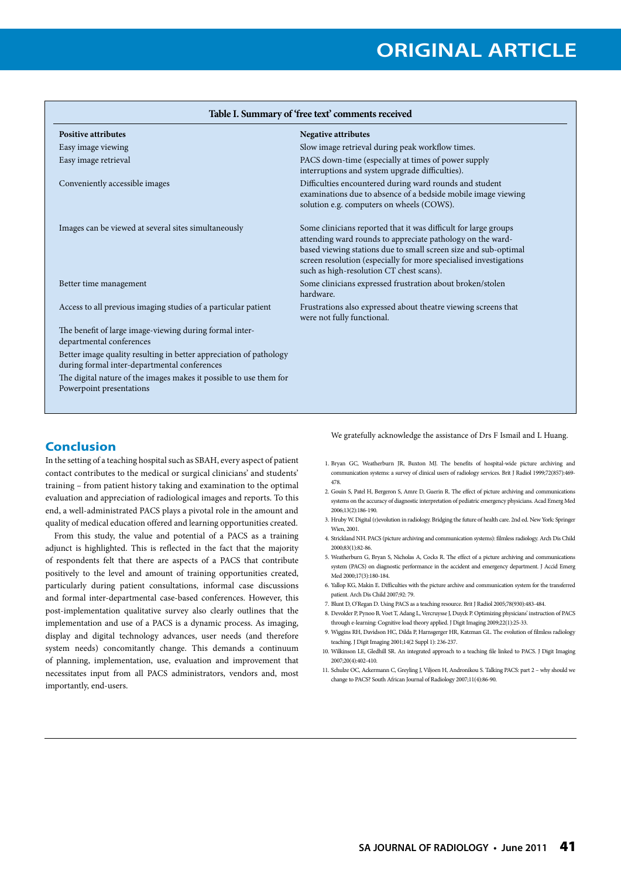**Table I. Summary of 'free text' comments received**

| Positive attributes | Negative attributes |
|---|---|
| Easy image viewing | Slow image retrieval during peak workflow times. |
| Easy image retrieval | PACS down-time (especially at times of power supply interruptions and system upgrade difficulties). |
| Conveniently accessible images | Difficulties encountered during ward rounds and student examinations due to absence of a bedside mobile image viewing solution e.g. computers on wheels (COWS). |
| Images can be viewed at several sites simultaneously | Some clinicians reported that it was difficult for large groups attending ward rounds to appreciate pathology on the ward-based viewing stations due to small screen size and sub-optimal screen resolution (especially for more specialised investigations such as high-resolution CT chest scans). |
| Better time management | Some clinicians expressed frustration about broken/stolen hardware. |
| Access to all previous imaging studies of a particular patient | Frustrations also expressed about theatre viewing screens that were not fully functional. |
| The benefit of large image-viewing during formal inter-departmental conferences | |
| Better image quality resulting in better appreciation of pathology during formal inter-departmental conferences | |
| The digital nature of the images makes it possible to use them for Powerpoint presentations | |

## Conclusion

In the setting of a teaching hospital such as SBAH, every aspect of patient contact contributes to the medical or surgical clinicians' and students' training – from patient history taking and examination to the optimal evaluation and appreciation of radiological images and reports. To this end, a well-administrated PACS plays a pivotal role in the amount and quality of medical education offered and learning opportunities created.

From this study, the value and potential of a PACS as a training adjunct is highlighted. This is reflected in the fact that the majority of respondents felt that there are aspects of a PACS that contribute positively to the level and amount of training opportunities created, particularly during patient consultations, informal case discussions and formal inter-departmental case-based conferences. However, this post-implementation qualitative survey also clearly outlines that the implementation and use of a PACS is a dynamic process. As imaging, display and digital technology advances, user needs (and therefore system needs) concomitantly change. This demands a continuum of planning, implementation, use, evaluation and improvement that necessitates input from all PACS administrators, vendors and, most importantly, end-users.

We gratefully acknowledge the assistance of Drs F Ismail and L Huang.

1. Bryan GC, Weatherburn JR, Buxton MJ. The benefits of hospital-wide picture archiving and communication systems: a survey of clinical users of radiology services. Brit J Radiol 1999;72(857):469-478.
2. Gouin S, Patel H, Bergeron S, Amre D, Guerin R. The effect of picture archiving and communications systems on the accuracy of diagnostic interpretation of pediatric emergency physicians. Acad Emerg Med 2006;13(2):186-190.
3. Hruby W. Digital (r)evolution in radiology. Bridging the future of health care. 2nd ed. New York: Springer Wien, 2001.
4. Strickland NH. PACS (picture archiving and communication systems): filmless radiology. Arch Dis Child 2000;83(1):82-86.
5. Weatherburn G, Bryan S, Nicholas A, Cocks R. The effect of a picture archiving and communications system (PACS) on diagnostic performance in the accident and emergency department. J Accid Emerg Med 2000;17(3):180-184.
6. Yallop KG, Makin E. Difficulties with the picture archive and communication system for the transferred patient. Arch Dis Child 2007;92: 79.
7. Blunt D, O'Regan D. Using PACS as a teaching resource. Brit J Radiol 2005;78(930):483-484.
8. Devolder P, Pynoo B, Voet T, Adang L, Vercruysse J, Duyck P. Optimizing physicians' instruction of PACS through e-learning: Cognitive load theory applied. J Digit Imaging 2009;22(1):25-33.
9. Wiggins RH, Davidson HC, Dilda P, Harnsgerger HR, Katzman GL. The evolution of filmless radiology teaching. J Digit Imaging 2001;14(2 Suppl 1): 236-237.
10. Wilkinson LE, Gledhill SR. An integrated approach to a teaching file linked to PACS. J Digit Imaging 2007;20(4):402-410.
11. Schulze OC, Ackermann C, Greyling J, Viljoen H, Andronikou S. Talking PACS: part 2 – why should we change to PACS? South African Journal of Radiology 2007;11(4):86-90.